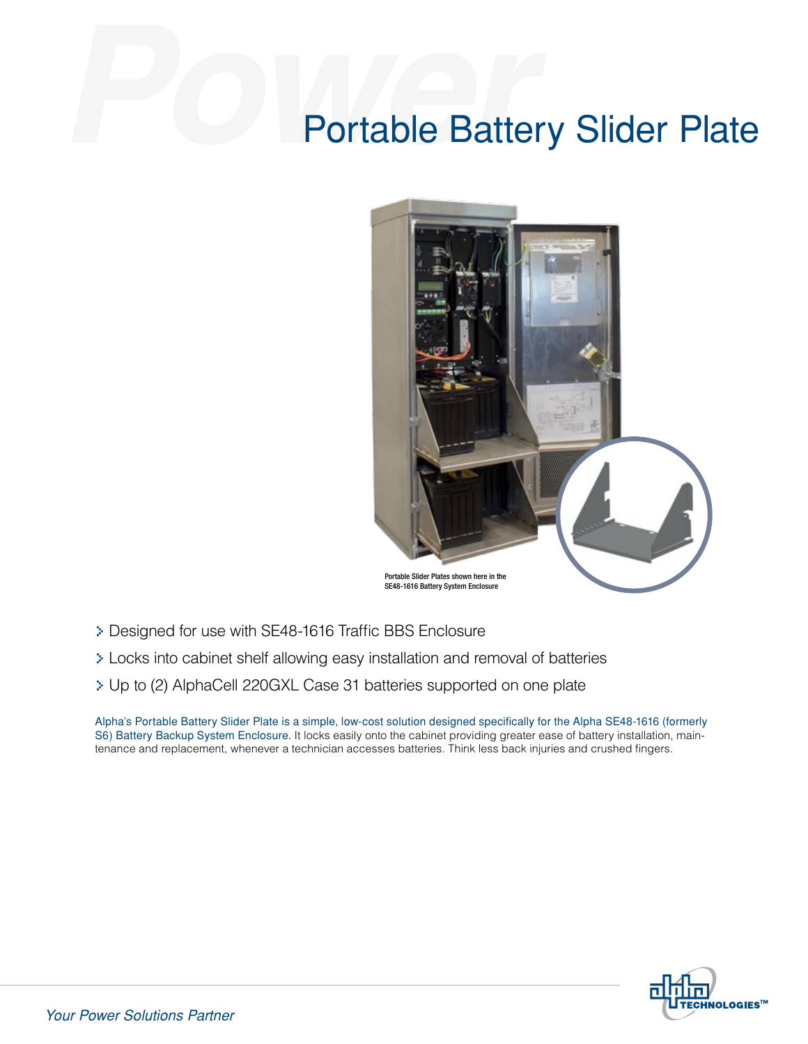# Portable Battery Slider Plate

Portable Slider Plates shown here in the SE48-1616 Battery System Enclosure

- Designed for use with SE48-1616 Traffic BBS Enclosure
- Locks into cabinet shelf allowing easy installation and removal of batteries
- Up to (2) AlphaCell 220GXL Case 31 batteries supported on one plate

Alpha's Portable Battery Slider Plate is a simple, low-cost solution designed specifically for the Alpha SE48-1616 (formerly S6) Battery Backup System Enclosure. It locks easily onto the cabinet providing greater ease of battery installation, maintenance and replacement, whenever a technician accesses batteries. Think less back injuries and crushed fingers.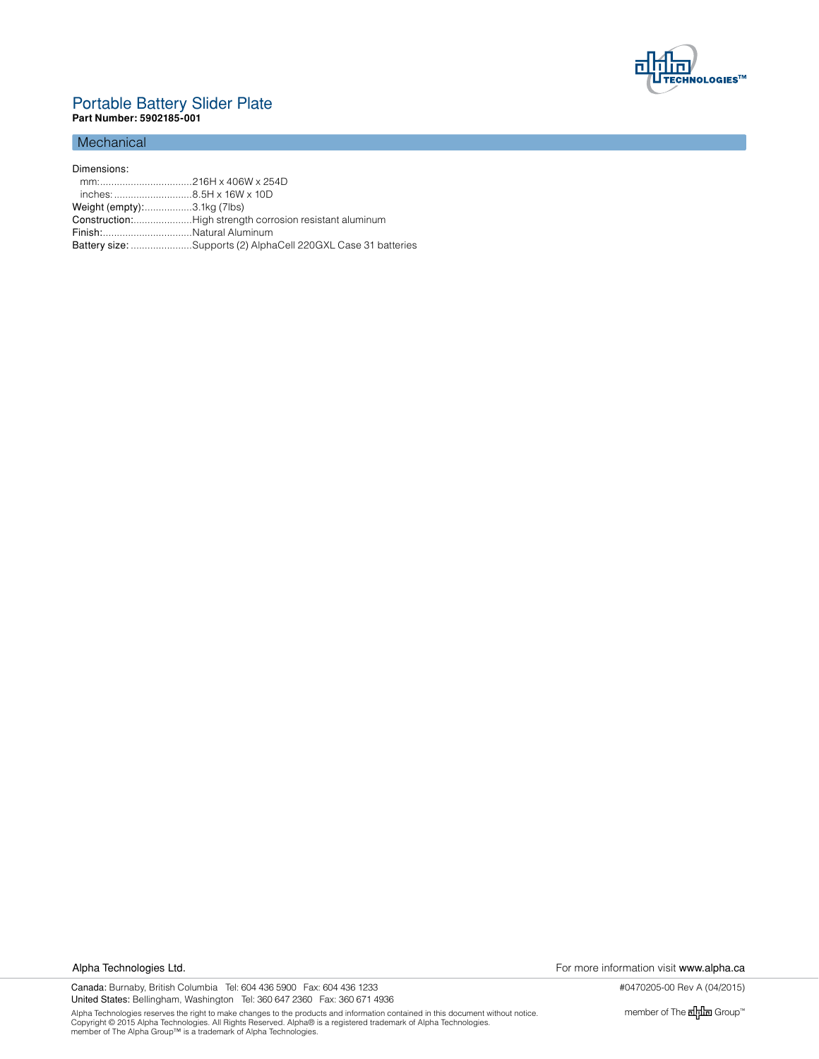# Portable Battery Slider Plate

**Part Number: 5902185-001**

## Mechanical

Dimensions:

mm:.................................216H x 406W x 254D

inches: ............................8.5H x 16W x 10D

Weight (empty):.................3.1kg (7lbs)

Construction:.....................High strength corrosion resistant aluminum

Finish:................................Natural Aluminum

Battery size: ......................Supports (2) AlphaCell 220GXL Case 31 batteries

Alpha Technologies Ltd.

For more information visit **www.alpha.ca**

Canada: Burnaby, British Columbia Tel: 604 436 5900 Fax: 604 436 1233

United States: Bellingham, Washington Tel: 360 647 2360 Fax: 360 671 4936

#0470205-00 Rev A (04/2015)

Alpha Technologies reserves the right to make changes to the products and information contained in this document without notice.
Copyright © 2015 Alpha Technologies. All Rights Reserved. Alpha® is a registered trademark of Alpha Technologies.
member of The Alpha Group™ is a trademark of Alpha Technologies.

member of The alpha Group™